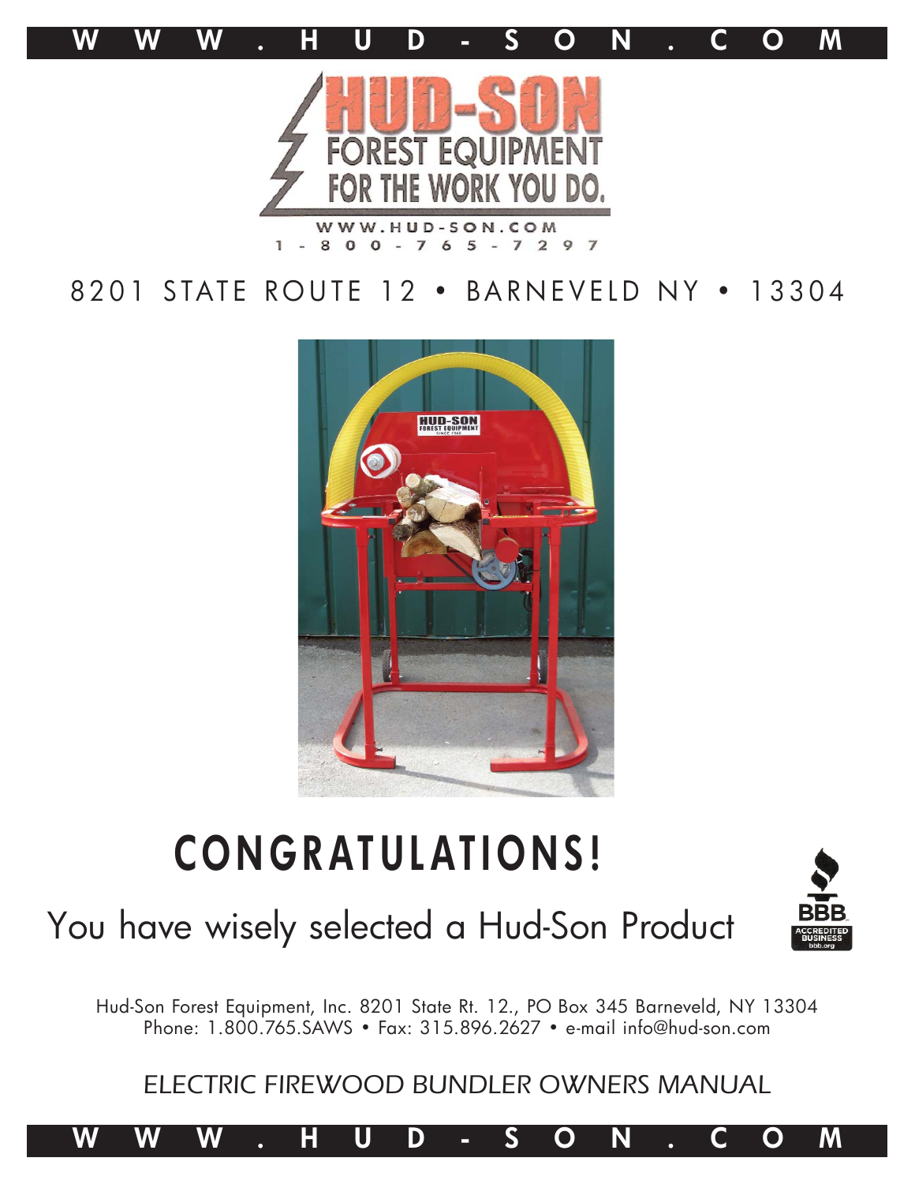WWW.HUD-SON.COM

# HUD-SON

FOREST EQUIPMENT
FOR THE WORK YOU DO.

WWW.HUD-SON.COM
1-800-765-7297

8201 STATE ROUTE 12 • BARNEVELD NY • 13304

# CONGRATULATIONS!

## You have wisely selected a Hud-Son Product

Hud-Son Forest Equipment, Inc. 8201 State Rt. 12., PO Box 345 Barneveld, NY 13304
Phone: 1.800.765.SAWS • Fax: 315.896.2627 • e-mail info@hud-son.com

*ELECTRIC FIREWOOD BUNDLER OWNERS MANUAL*

WWW.HUD-SON.COM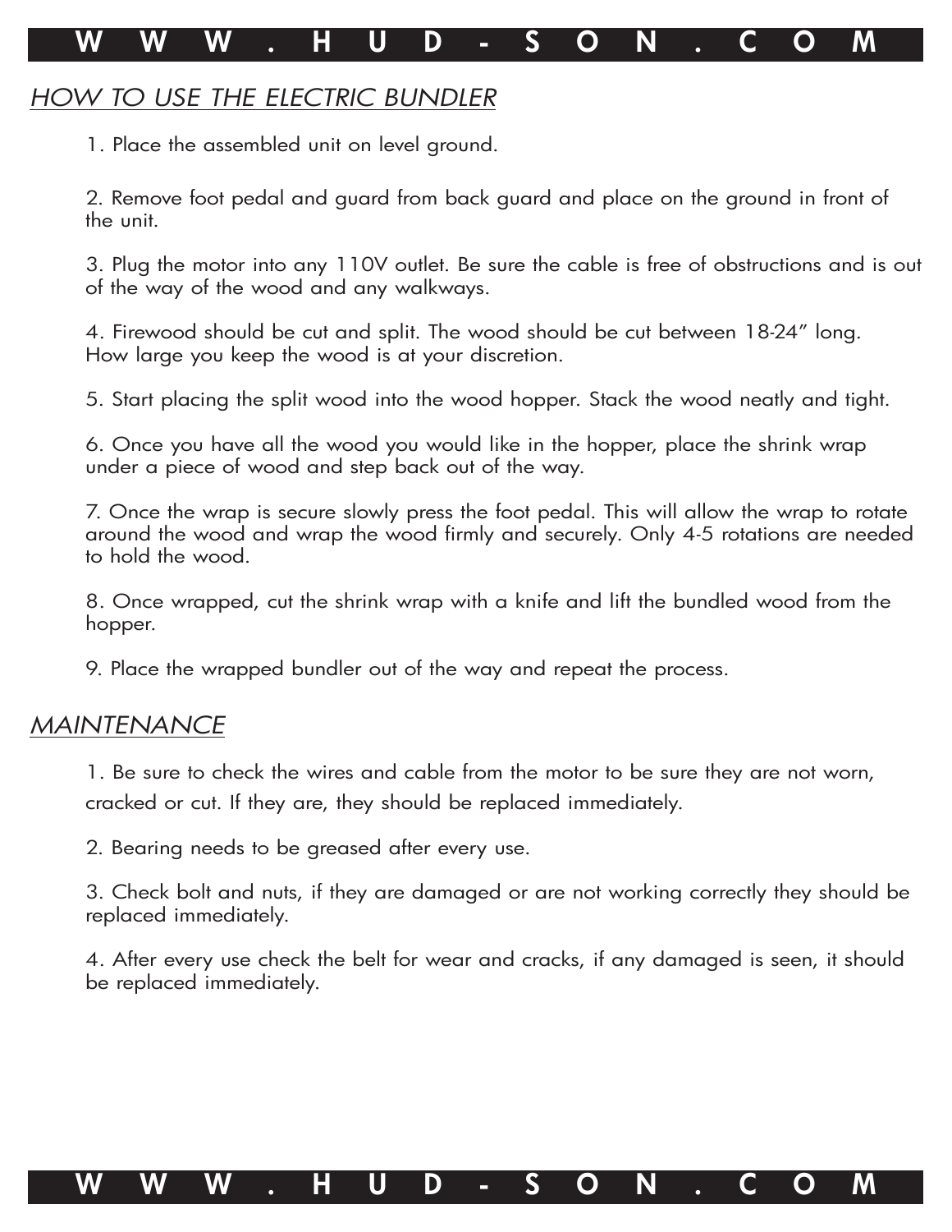## *HOW TO USE THE ELECTRIC BUNDLER*

1. Place the assembled unit on level ground.

2. Remove foot pedal and guard from back guard and place on the ground in front of the unit.

3. Plug the motor into any 110V outlet. Be sure the cable is free of obstructions and is out of the way of the wood and any walkways.

4. Firewood should be cut and split. The wood should be cut between 18-24” long. How large you keep the wood is at your discretion.

5. Start placing the split wood into the wood hopper. Stack the wood neatly and tight.

6. Once you have all the wood you would like in the hopper, place the shrink wrap under a piece of wood and step back out of the way.

7. Once the wrap is secure slowly press the foot pedal. This will allow the wrap to rotate around the wood and wrap the wood firmly and securely. Only 4-5 rotations are needed to hold the wood.

8. Once wrapped, cut the shrink wrap with a knife and lift the bundled wood from the hopper.

9. Place the wrapped bundler out of the way and repeat the process.

## *MAINTENANCE*

1. Be sure to check the wires and cable from the motor to be sure they are not worn, cracked or cut. If they are, they should be replaced immediately.

2. Bearing needs to be greased after every use.

3. Check bolt and nuts, if they are damaged or are not working correctly they should be replaced immediately.

4. After every use check the belt for wear and cracks, if any damaged is seen, it should be replaced immediately.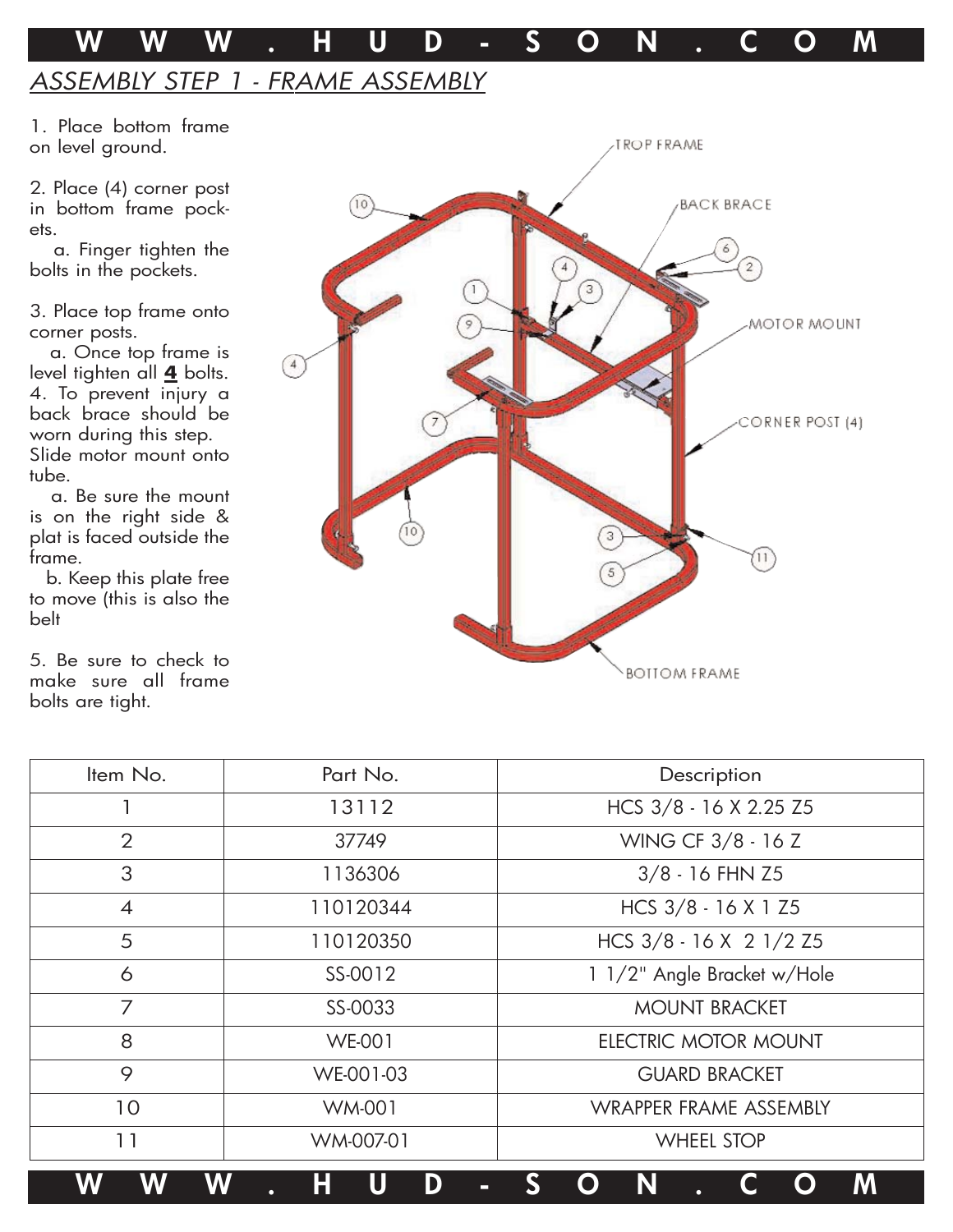## *ASSEMBLY STEP 1 - FRAME ASSEMBLY*

1. Place bottom frame on level ground.

2. Place (4) corner post in bottom frame pockets.
   a. Finger tighten the bolts in the pockets.

3. Place top frame onto corner posts.
   a. Once top frame is level tighten all **4** bolts.
4. To prevent injury a back brace should be worn during this step. Slide motor mount onto tube.
   a. Be sure the mount is on the right side & plat is faced outside the frame.
   b. Keep this plate free to move (this is also the belt

5. Be sure to check to make sure all frame bolts are tight.

| Item No. | Part No. | Description |
|---|---|---|
| 1 | 13112 | HCS 3/8 - 16 X 2.25 Z5 |
| 2 | 37749 | WING CF 3/8 - 16 Z |
| 3 | 1136306 | 3/8 - 16 FHN Z5 |
| 4 | 110120344 | HCS 3/8 - 16 X 1 Z5 |
| 5 | 110120350 | HCS 3/8 - 16 X 2 1/2 Z5 |
| 6 | SS-0012 | 1 1/2" Angle Bracket w/Hole |
| 7 | SS-0033 | MOUNT BRACKET |
| 8 | WE-001 | ELECTRIC MOTOR MOUNT |
| 9 | WE-001-03 | GUARD BRACKET |
| 10 | WM-001 | WRAPPER FRAME ASSEMBLY |
| 11 | WM-007-01 | WHEEL STOP |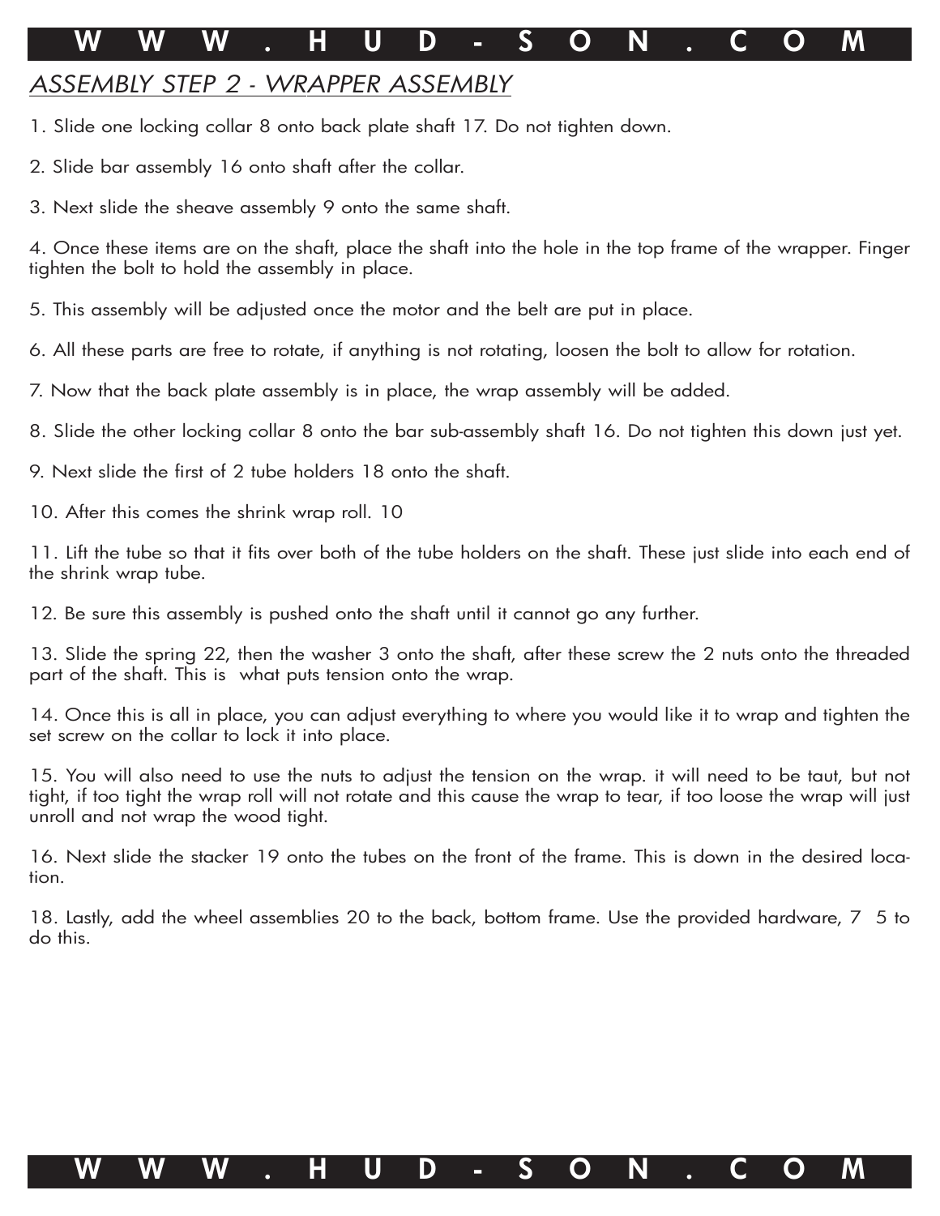## ASSEMBLY STEP 2 - WRAPPER ASSEMBLY

1. Slide one locking collar 8 onto back plate shaft 17. Do not tighten down.

2. Slide bar assembly 16 onto shaft after the collar.

3. Next slide the sheave assembly 9 onto the same shaft.

4. Once these items are on the shaft, place the shaft into the hole in the top frame of the wrapper. Finger tighten the bolt to hold the assembly in place.

5. This assembly will be adjusted once the motor and the belt are put in place.

6. All these parts are free to rotate, if anything is not rotating, loosen the bolt to allow for rotation.

7. Now that the back plate assembly is in place, the wrap assembly will be added.

8. Slide the other locking collar 8 onto the bar sub-assembly shaft 16. Do not tighten this down just yet.

9. Next slide the first of 2 tube holders 18 onto the shaft.

10. After this comes the shrink wrap roll. 10

11. Lift the tube so that it fits over both of the tube holders on the shaft. These just slide into each end of the shrink wrap tube.

12. Be sure this assembly is pushed onto the shaft until it cannot go any further.

13. Slide the spring 22, then the washer 3 onto the shaft, after these screw the 2 nuts onto the threaded part of the shaft. This is what puts tension onto the wrap.

14. Once this is all in place, you can adjust everything to where you would like it to wrap and tighten the set screw on the collar to lock it into place.

15. You will also need to use the nuts to adjust the tension on the wrap. it will need to be taut, but not tight, if too tight the wrap roll will not rotate and this cause the wrap to tear, if too loose the wrap will just unroll and not wrap the wood tight.

16. Next slide the stacker 19 onto the tubes on the front of the frame. This is down in the desired location.

18. Lastly, add the wheel assemblies 20 to the back, bottom frame. Use the provided hardware, 7 5 to do this.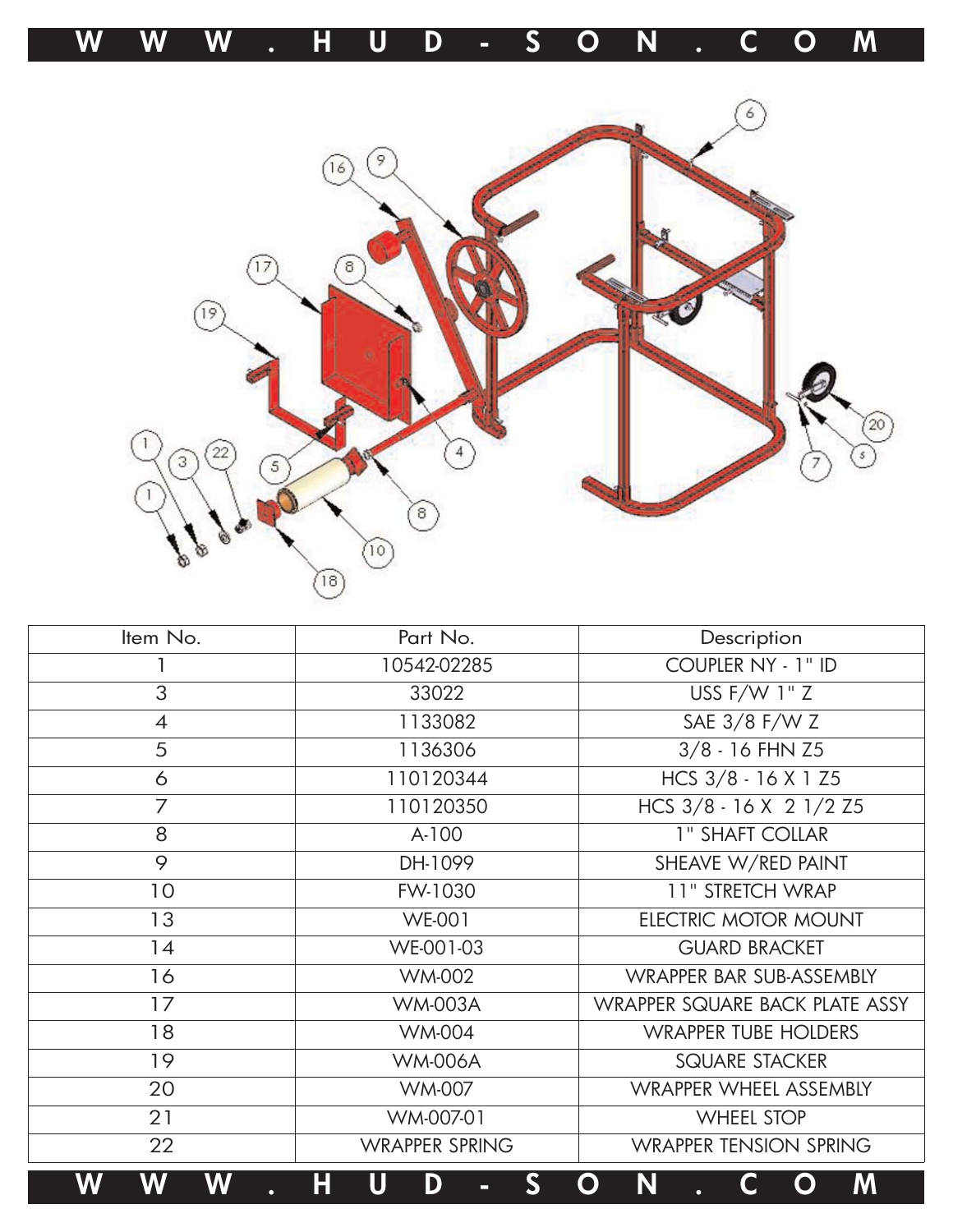| Item No. | Part No. | Description |
|---|---|---|
| 1 | 10542-02285 | COUPLER NY - 1" ID |
| 3 | 33022 | USS F/W 1" Z |
| 4 | 1133082 | SAE 3/8 F/W Z |
| 5 | 1136306 | 3/8 - 16 FHN Z5 |
| 6 | 110120344 | HCS 3/8 - 16 X 1 Z5 |
| 7 | 110120350 | HCS 3/8 - 16 X 2 1/2 Z5 |
| 8 | A-100 | 1" SHAFT COLLAR |
| 9 | DH-1099 | SHEAVE W/RED PAINT |
| 10 | FW-1030 | 11" STRETCH WRAP |
| 13 | WE-001 | ELECTRIC MOTOR MOUNT |
| 14 | WE-001-03 | GUARD BRACKET |
| 16 | WM-002 | WRAPPER BAR SUB-ASSEMBLY |
| 17 | WM-003A | WRAPPER SQUARE BACK PLATE ASSY |
| 18 | WM-004 | WRAPPER TUBE HOLDERS |
| 19 | WM-006A | SQUARE STACKER |
| 20 | WM-007 | WRAPPER WHEEL ASSEMBLY |
| 21 | WM-007-01 | WHEEL STOP |
| 22 | WRAPPER SPRING | WRAPPER TENSION SPRING |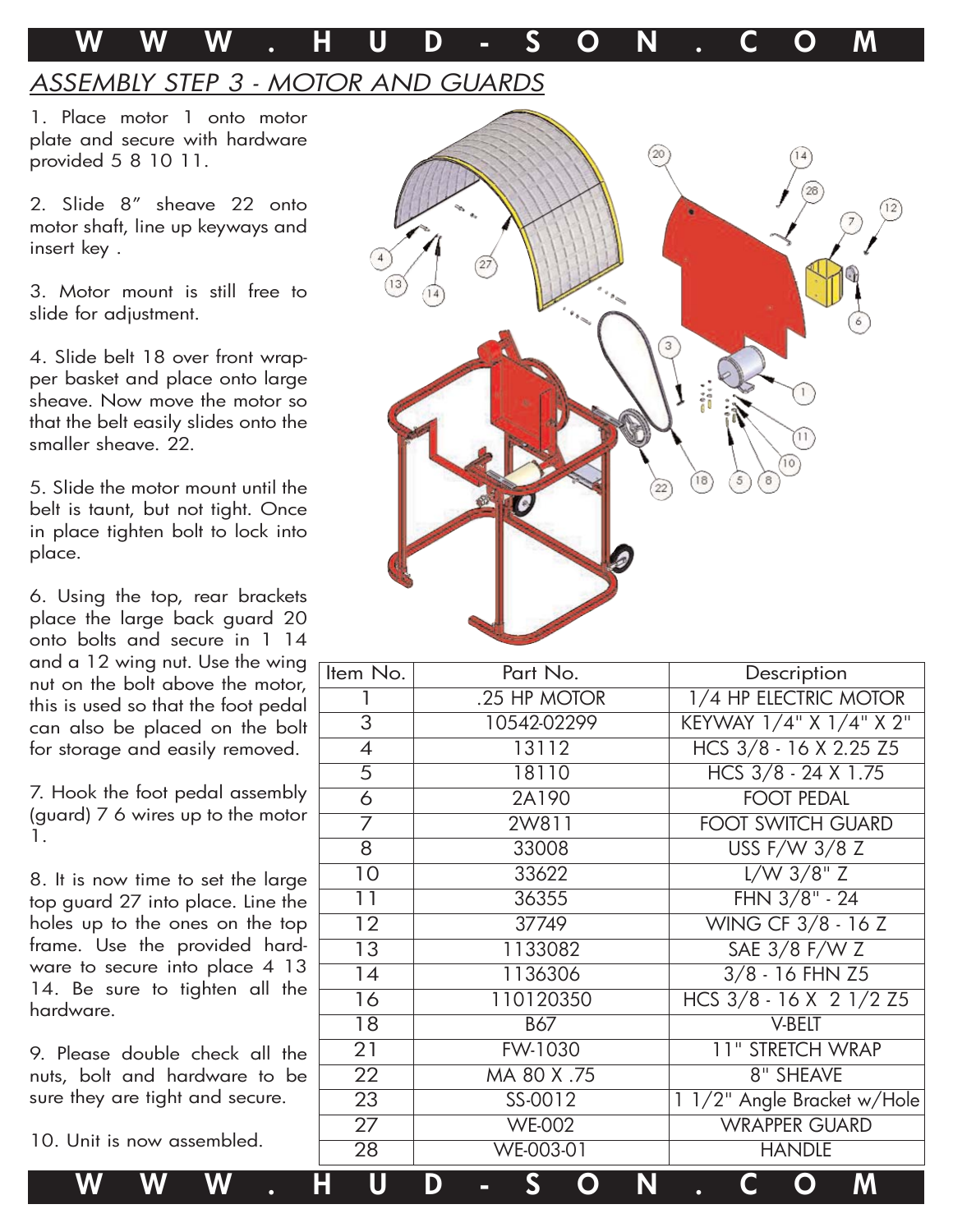## ASSEMBLY STEP 3 - MOTOR AND GUARDS

1. Place motor 1 onto motor plate and secure with hardware provided 5 8 10 11.

2. Slide 8" sheave 22 onto motor shaft, line up keyways and insert key .

3. Motor mount is still free to slide for adjustment.

4. Slide belt 18 over front wrapper basket and place onto large sheave. Now move the motor so that the belt easily slides onto the smaller sheave. 22.

5. Slide the motor mount until the belt is taunt, but not tight. Once in place tighten bolt to lock into place.

6. Using the top, rear brackets place the large back guard 20 onto bolts and secure in 1 14 and a 12 wing nut. Use the wing nut on the bolt above the motor, this is used so that the foot pedal can also be placed on the bolt for storage and easily removed.

7. Hook the foot pedal assembly (guard) 7 6 wires up to the motor 1.

8. It is now time to set the large top guard 27 into place. Line the holes up to the ones on the top frame. Use the provided hardware to secure into place 4 13 14. Be sure to tighten all the hardware.

9. Please double check all the nuts, bolt and hardware to be sure they are tight and secure.

10. Unit is now assembled.

| Item No. | Part No. | Description |
|---|---|---|
| 1 | .25 HP MOTOR | 1/4 HP ELECTRIC MOTOR |
| 3 | 10542-02299 | KEYWAY 1/4" X 1/4" X 2" |
| 4 | 13112 | HCS 3/8 - 16 X 2.25 Z5 |
| 5 | 18110 | HCS 3/8 - 24 X 1.75 |
| 6 | 2A190 | FOOT PEDAL |
| 7 | 2W811 | FOOT SWITCH GUARD |
| 8 | 33008 | USS F/W 3/8 Z |
| 10 | 33622 | L/W 3/8" Z |
| 11 | 36355 | FHN 3/8" - 24 |
| 12 | 37749 | WING CF 3/8 - 16 Z |
| 13 | 1133082 | SAE 3/8 F/W Z |
| 14 | 1136306 | 3/8 - 16 FHN Z5 |
| 16 | 110120350 | HCS 3/8 - 16 X 2 1/2 Z5 |
| 18 | B67 | V-BELT |
| 21 | FW-1030 | 11" STRETCH WRAP |
| 22 | MA 80 X .75 | 8" SHEAVE |
| 23 | SS-0012 | 1 1/2" Angle Bracket w/Hole |
| 27 | WE-002 | WRAPPER GUARD |
| 28 | WE-003-01 | HANDLE |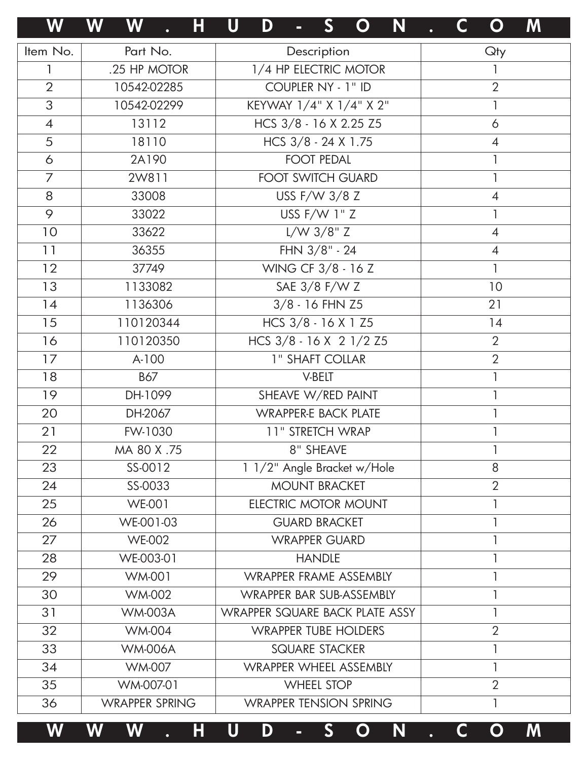| Item No. | Part No. | Description | Qty |
|---|---|---|---|
| 1 | .25 HP MOTOR | 1/4 HP ELECTRIC MOTOR | 1 |
| 2 | 10542-02285 | COUPLER NY - 1" ID | 2 |
| 3 | 10542-02299 | KEYWAY 1/4" X 1/4" X 2" | 1 |
| 4 | 13112 | HCS 3/8 - 16 X 2.25 Z5 | 6 |
| 5 | 18110 | HCS 3/8 - 24 X 1.75 | 4 |
| 6 | 2A190 | FOOT PEDAL | 1 |
| 7 | 2W811 | FOOT SWITCH GUARD | 1 |
| 8 | 33008 | USS F/W 3/8 Z | 4 |
| 9 | 33022 | USS F/W 1" Z | 1 |
| 10 | 33622 | L/W 3/8" Z | 4 |
| 11 | 36355 | FHN 3/8" - 24 | 4 |
| 12 | 37749 | WING CF 3/8 - 16 Z | 1 |
| 13 | 1133082 | SAE 3/8 F/W Z | 10 |
| 14 | 1136306 | 3/8 - 16 FHN Z5 | 21 |
| 15 | 110120344 | HCS 3/8 - 16 X 1 Z5 | 14 |
| 16 | 110120350 | HCS 3/8 - 16 X 2 1/2 Z5 | 2 |
| 17 | A-100 | 1" SHAFT COLLAR | 2 |
| 18 | B67 | V-BELT | 1 |
| 19 | DH-1099 | SHEAVE W/RED PAINT | 1 |
| 20 | DH-2067 | WRAPPER-E BACK PLATE | 1 |
| 21 | FW-1030 | 11" STRETCH WRAP | 1 |
| 22 | MA 80 X .75 | 8" SHEAVE | 1 |
| 23 | SS-0012 | 1 1/2" Angle Bracket w/Hole | 8 |
| 24 | SS-0033 | MOUNT BRACKET | 2 |
| 25 | WE-001 | ELECTRIC MOTOR MOUNT | 1 |
| 26 | WE-001-03 | GUARD BRACKET | 1 |
| 27 | WE-002 | WRAPPER GUARD | 1 |
| 28 | WE-003-01 | HANDLE | 1 |
| 29 | WM-001 | WRAPPER FRAME ASSEMBLY | 1 |
| 30 | WM-002 | WRAPPER BAR SUB-ASSEMBLY | 1 |
| 31 | WM-003A | WRAPPER SQUARE BACK PLATE ASSY | 1 |
| 32 | WM-004 | WRAPPER TUBE HOLDERS | 2 |
| 33 | WM-006A | SQUARE STACKER | 1 |
| 34 | WM-007 | WRAPPER WHEEL ASSEMBLY | 1 |
| 35 | WM-007-01 | WHEEL STOP | 2 |
| 36 | WRAPPER SPRING | WRAPPER TENSION SPRING | 1 |